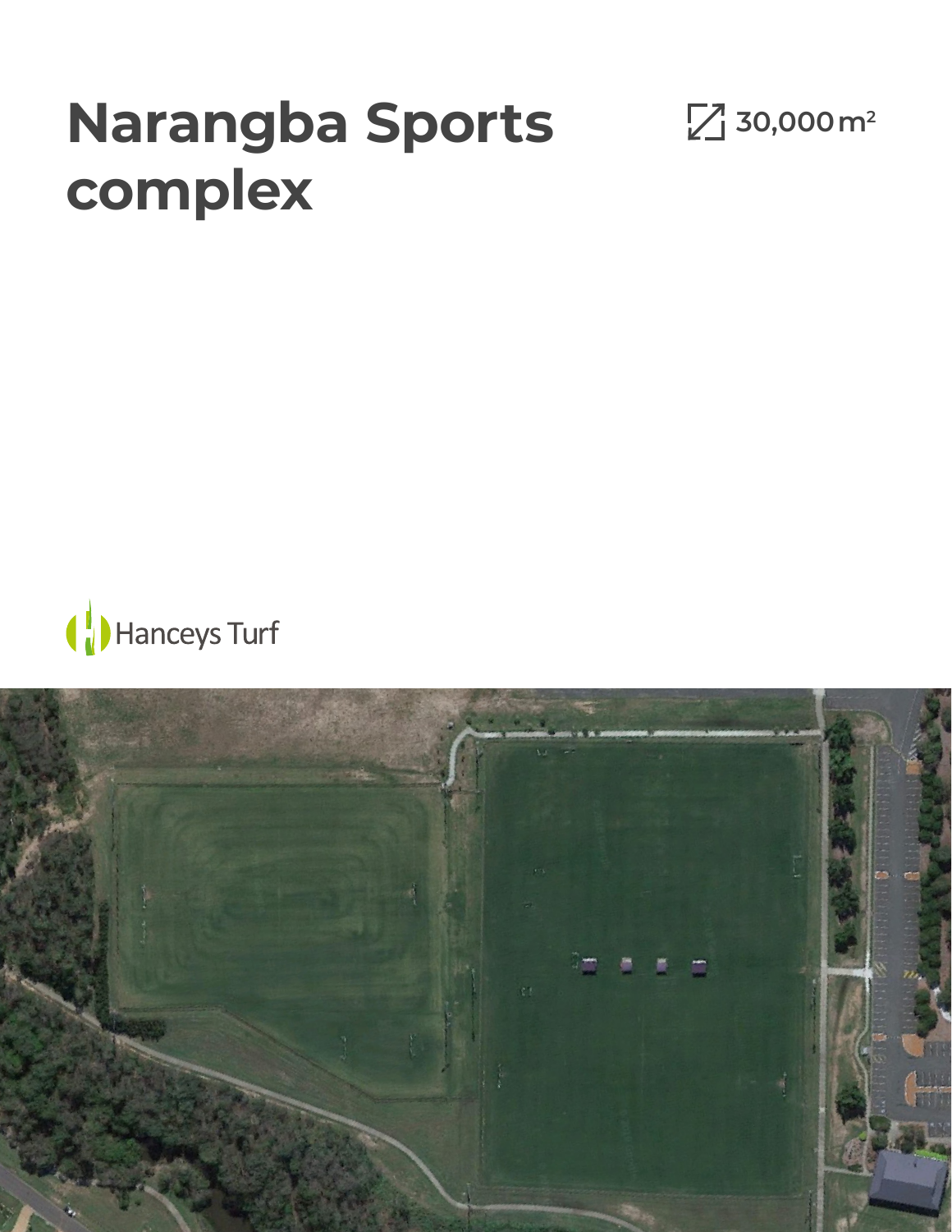# Narangba Sports complex

30,000 $m^2$

Hanceys Turf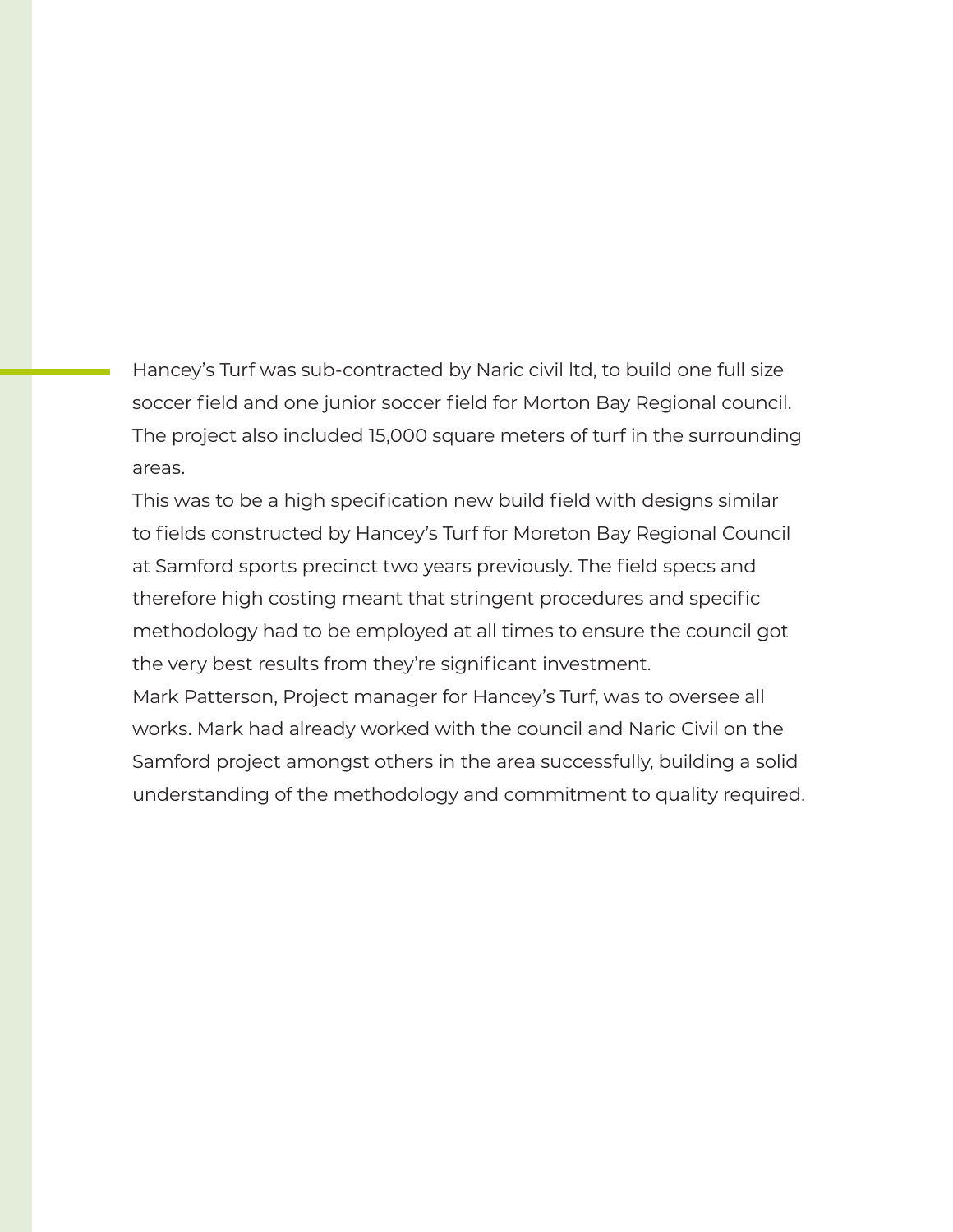Hancey’s Turf was sub-contracted by Naric civil ltd, to build one full size soccer field and one junior soccer field for Morton Bay Regional council. The project also included 15,000 square meters of turf in the surrounding areas.

This was to be a high specification new build field with designs similar to fields constructed by Hancey’s Turf for Moreton Bay Regional Council at Samford sports precinct two years previously. The field specs and therefore high costing meant that stringent procedures and specific methodology had to be employed at all times to ensure the council got the very best results from they’re significant investment.

Mark Patterson, Project manager for Hancey’s Turf, was to oversee all works. Mark had already worked with the council and Naric Civil on the Samford project amongst others in the area successfully, building a solid understanding of the methodology and commitment to quality required.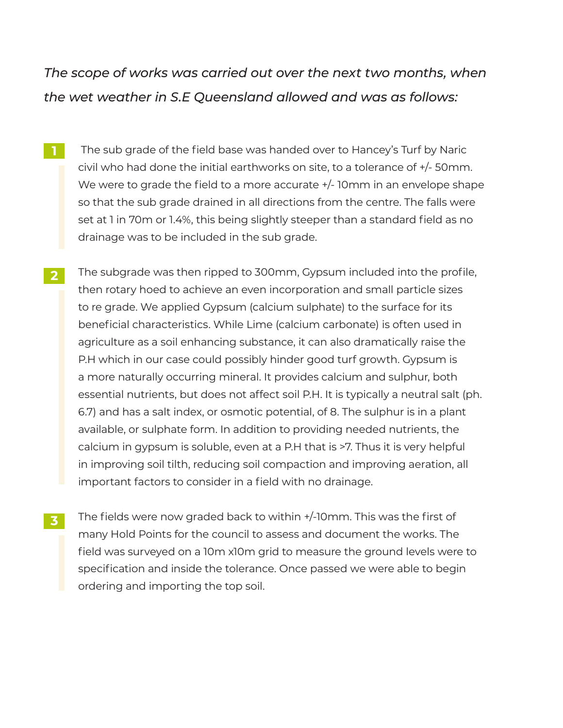*The scope of works was carried out over the next two months, when the wet weather in S.E Queensland allowed and was as follows:*

1. The sub grade of the field base was handed over to Hancey's Turf by Naric civil who had done the initial earthworks on site, to a tolerance of +/- 50mm. We were to grade the field to a more accurate +/- 10mm in an envelope shape so that the sub grade drained in all directions from the centre. The falls were set at 1 in 70m or 1.4%, this being slightly steeper than a standard field as no drainage was to be included in the sub grade.

2. The subgrade was then ripped to 300mm, Gypsum included into the profile, then rotary hoed to achieve an even incorporation and small particle sizes to re grade. We applied Gypsum (calcium sulphate) to the surface for its beneficial characteristics. While Lime (calcium carbonate) is often used in agriculture as a soil enhancing substance, it can also dramatically raise the P.H which in our case could possibly hinder good turf growth. Gypsum is a more naturally occurring mineral. It provides calcium and sulphur, both essential nutrients, but does not affect soil P.H. It is typically a neutral salt (ph. 6.7) and has a salt index, or osmotic potential, of 8. The sulphur is in a plant available, or sulphate form. In addition to providing needed nutrients, the calcium in gypsum is soluble, even at a P.H that is >7. Thus it is very helpful in improving soil tilth, reducing soil compaction and improving aeration, all important factors to consider in a field with no drainage.

3. The fields were now graded back to within +/-10mm. This was the first of many Hold Points for the council to assess and document the works. The field was surveyed on a 10m x10m grid to measure the ground levels were to specification and inside the tolerance. Once passed we were able to begin ordering and importing the top soil.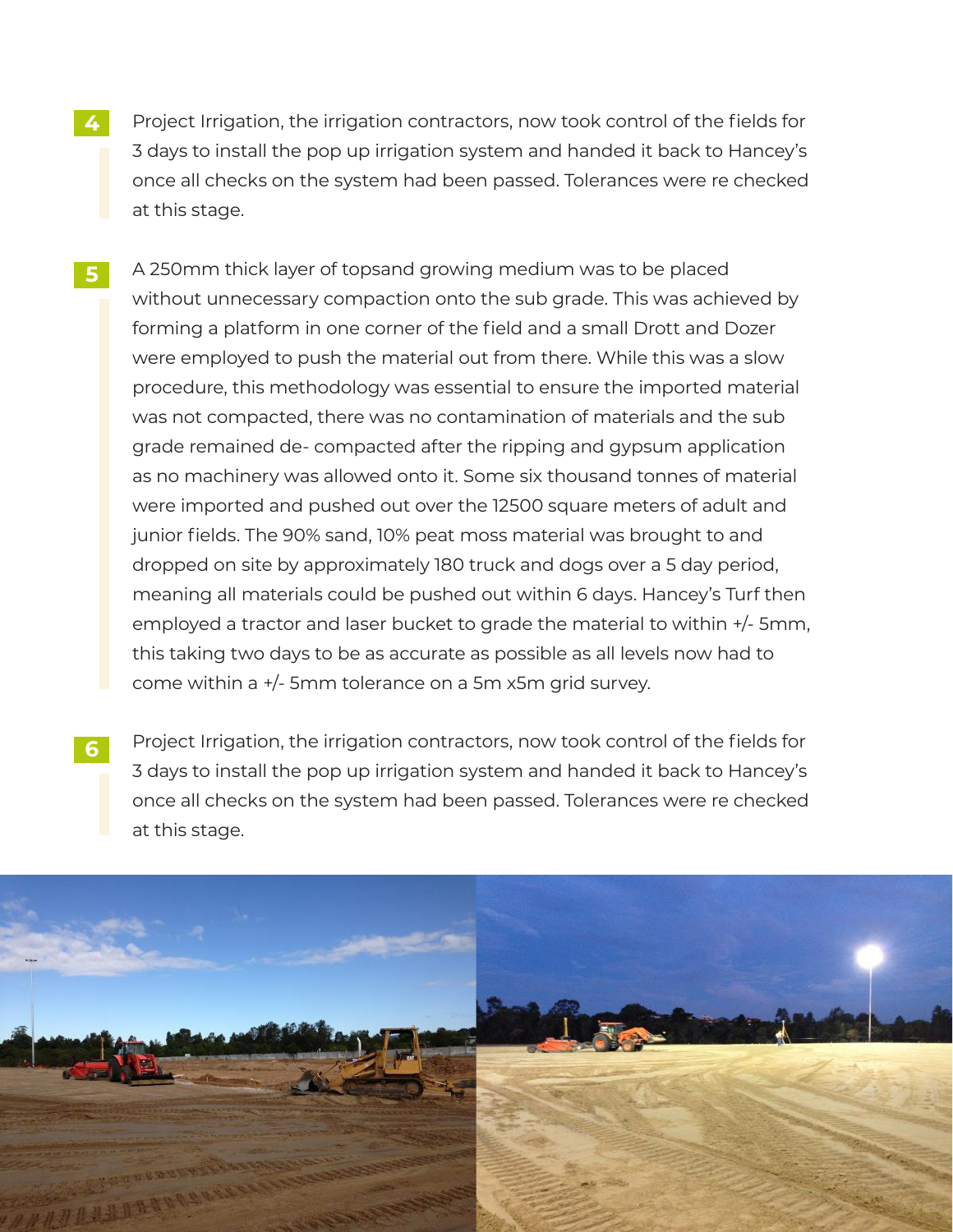4

Project Irrigation, the irrigation contractors, now took control of the fields for 3 days to install the pop up irrigation system and handed it back to Hancey's once all checks on the system had been passed. Tolerances were re checked at this stage.

5

A 250mm thick layer of topsand growing medium was to be placed without unnecessary compaction onto the sub grade. This was achieved by forming a platform in one corner of the field and a small Drott and Dozer were employed to push the material out from there. While this was a slow procedure, this methodology was essential to ensure the imported material was not compacted, there was no contamination of materials and the sub grade remained de- compacted after the ripping and gypsum application as no machinery was allowed onto it. Some six thousand tonnes of material were imported and pushed out over the 12500 square meters of adult and junior fields. The 90% sand, 10% peat moss material was brought to and dropped on site by approximately 180 truck and dogs over a 5 day period, meaning all materials could be pushed out within 6 days. Hancey's Turf then employed a tractor and laser bucket to grade the material to within +/- 5mm, this taking two days to be as accurate as possible as all levels now had to come within a +/- 5mm tolerance on a 5m x5m grid survey.

6

Project Irrigation, the irrigation contractors, now took control of the fields for 3 days to install the pop up irrigation system and handed it back to Hancey's once all checks on the system had been passed. Tolerances were re checked at this stage.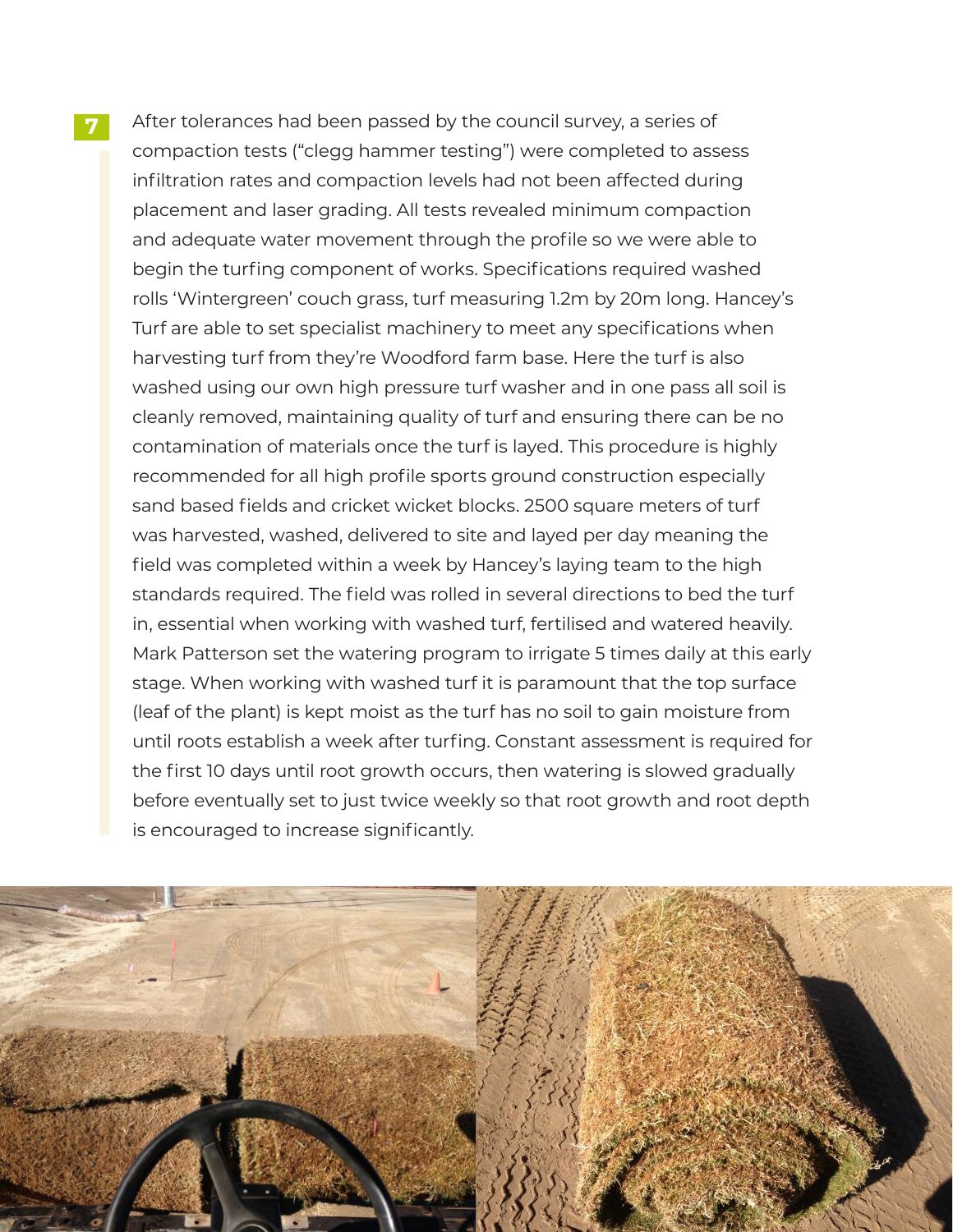**7**

After tolerances had been passed by the council survey, a series of compaction tests ("clegg hammer testing") were completed to assess infiltration rates and compaction levels had not been affected during placement and laser grading. All tests revealed minimum compaction and adequate water movement through the profile so we were able to begin the turfing component of works. Specifications required washed rolls 'Wintergreen' couch grass, turf measuring 1.2m by 20m long. Hancey's Turf are able to set specialist machinery to meet any specifications when harvesting turf from they're Woodford farm base. Here the turf is also washed using our own high pressure turf washer and in one pass all soil is cleanly removed, maintaining quality of turf and ensuring there can be no contamination of materials once the turf is layed. This procedure is highly recommended for all high profile sports ground construction especially sand based fields and cricket wicket blocks. 2500 square meters of turf was harvested, washed, delivered to site and layed per day meaning the field was completed within a week by Hancey's laying team to the high standards required. The field was rolled in several directions to bed the turf in, essential when working with washed turf, fertilised and watered heavily. Mark Patterson set the watering program to irrigate 5 times daily at this early stage. When working with washed turf it is paramount that the top surface (leaf of the plant) is kept moist as the turf has no soil to gain moisture from until roots establish a week after turfing. Constant assessment is required for the first 10 days until root growth occurs, then watering is slowed gradually before eventually set to just twice weekly so that root growth and root depth is encouraged to increase significantly.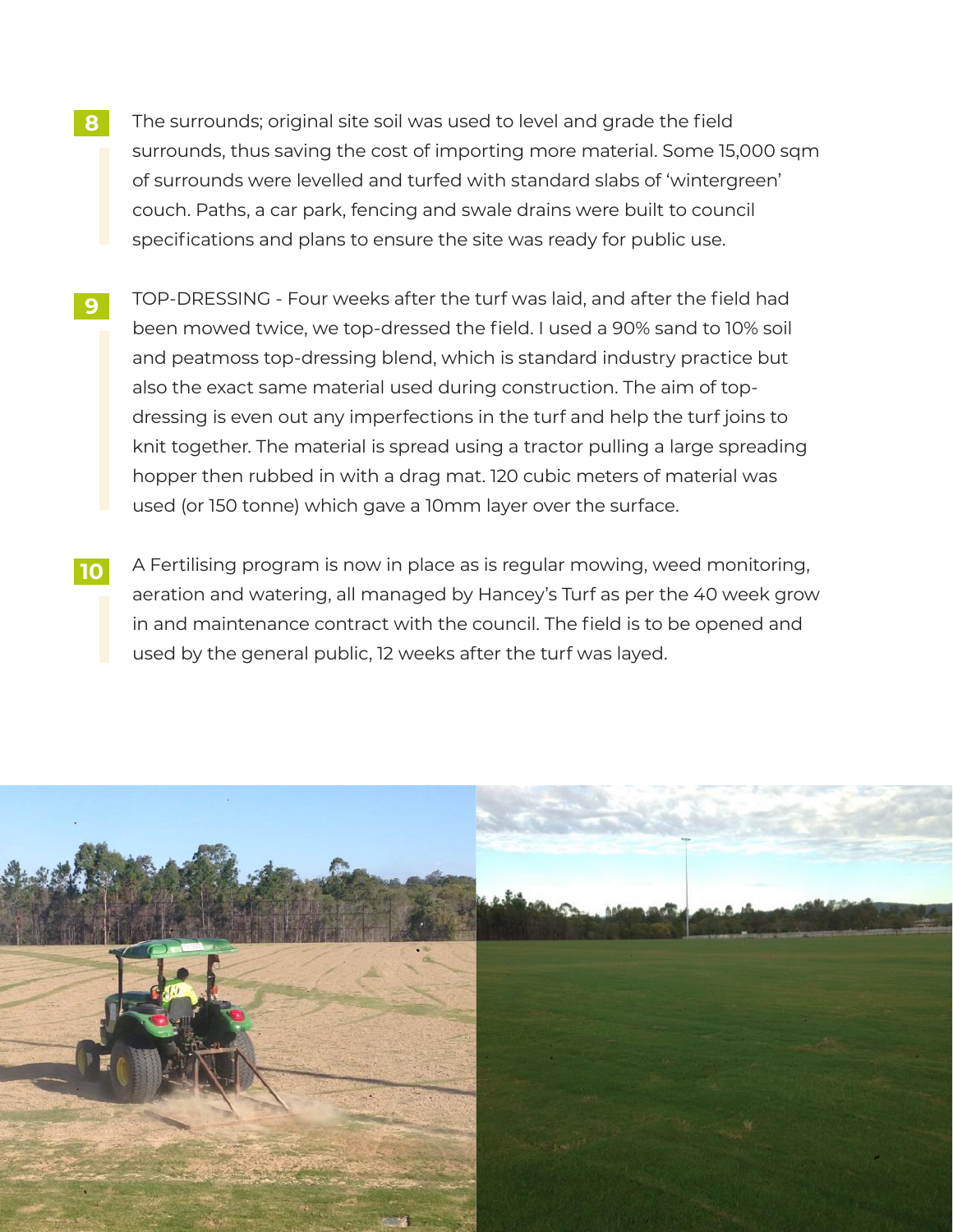**8** The surrounds; original site soil was used to level and grade the field surrounds, thus saving the cost of importing more material. Some 15,000 sqm of surrounds were levelled and turfed with standard slabs of 'wintergreen' couch. Paths, a car park, fencing and swale drains were built to council specifications and plans to ensure the site was ready for public use.

**9** TOP-DRESSING - Four weeks after the turf was laid, and after the field had been mowed twice, we top-dressed the field. I used a 90% sand to 10% soil and peatmoss top-dressing blend, which is standard industry practice but also the exact same material used during construction. The aim of top-dressing is even out any imperfections in the turf and help the turf joins to knit together. The material is spread using a tractor pulling a large spreading hopper then rubbed in with a drag mat. 120 cubic meters of material was used (or 150 tonne) which gave a 10mm layer over the surface.

**10** A Fertilising program is now in place as is regular mowing, weed monitoring, aeration and watering, all managed by Hancey's Turf as per the 40 week grow in and maintenance contract with the council. The field is to be opened and used by the general public, 12 weeks after the turf was layed.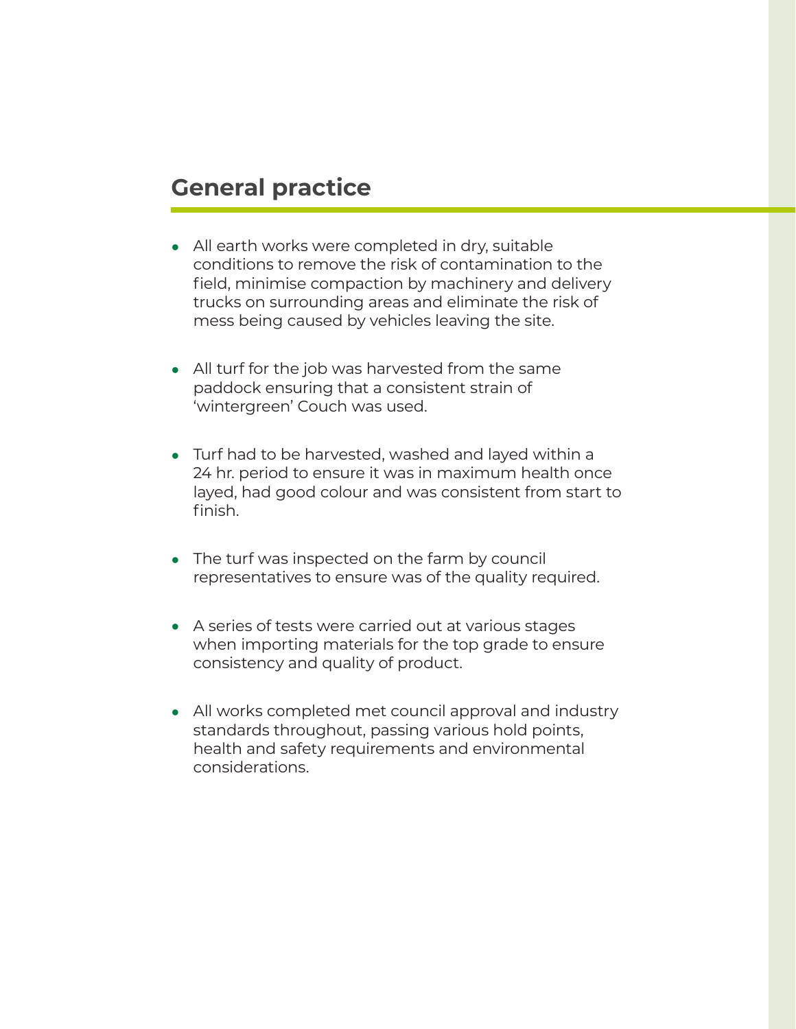## General practice

- All earth works were completed in dry, suitable conditions to remove the risk of contamination to the field, minimise compaction by machinery and delivery trucks on surrounding areas and eliminate the risk of mess being caused by vehicles leaving the site.
- All turf for the job was harvested from the same paddock ensuring that a consistent strain of 'wintergreen' Couch was used.
- Turf had to be harvested, washed and layed within a 24 hr. period to ensure it was in maximum health once layed, had good colour and was consistent from start to finish.
- The turf was inspected on the farm by council representatives to ensure was of the quality required.
- A series of tests were carried out at various stages when importing materials for the top grade to ensure consistency and quality of product.
- All works completed met council approval and industry standards throughout, passing various hold points, health and safety requirements and environmental considerations.